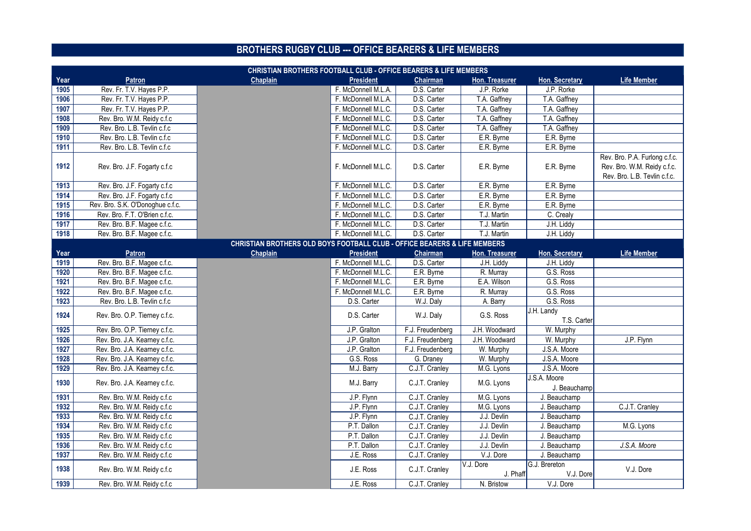# BROTHERS RUGBY CLUB --- OFFICE BEARERS & LIFE MEMBERS

## CHRISTIAN BROTHERS FOOTBALL CLUB - OFFICE BEARERS & LIFE MEMBERS

| Year | Patron | Chaplain | President | Chairman | Hon. Treasurer | Hon. Secretary | Life Member |
|---|---|---|---|---|---|---|---|
| 1905 | Rev. Fr. T.V. Hayes P.P. | | F. McDonnell M.L.A. | D.S. Carter | J.P. Rorke | J.P. Rorke | |
| 1906 | Rev. Fr. T.V. Hayes P.P. | | F. McDonnell M.L.A. | D.S. Carter | T.A. Gaffney | T.A. Gaffney | |
| 1907 | Rev. Fr. T.V. Hayes P.P. | | F. McDonnell M.L.C. | D.S. Carter | T.A. Gaffney | T.A. Gaffney | |
| 1908 | Rev. Bro. W.M. Reidy c.f.c | | F. McDonnell M.L.C. | D.S. Carter | T.A. Gaffney | T.A. Gaffney | |
| 1909 | Rev. Bro. L.B. Tevlin c.f.c | | F. McDonnell M.L.C. | D.S. Carter | T.A. Gaffney | T.A. Gaffney | |
| 1910 | Rev. Bro. L.B. Tevlin c.f.c | | F. McDonnell M.L.C. | D.S. Carter | E.R. Byrne | E.R. Byrne | |
| 1911 | Rev. Bro. L.B. Tevlin c.f.c | | F. McDonnell M.L.C. | D.S. Carter | E.R. Byrne | E.R. Byrne | |
| 1912 | Rev. Bro. J.F. Fogarty c.f.c | | F. McDonnell M.L.C. | D.S. Carter | E.R. Byrne | E.R. Byrne | Rev. Bro. P.A. Furlong c.f.c.<br>Rev. Bro. W.M. Reidy c.f.c.<br>Rev. Bro. L.B. Tevlin c.f.c. |
| 1913 | Rev. Bro. J.F. Fogarty c.f.c | | F. McDonnell M.L.C. | D.S. Carter | E.R. Byrne | E.R. Byrne | |
| 1914 | Rev. Bro. J.F. Fogarty c.f.c | | F. McDonnell M.L.C. | D.S. Carter | E.R. Byrne | E.R. Byrne | |
| 1915 | Rev. Bro. S.K. O'Donoghue c.f.c. | | F. McDonnell M.L.C. | D.S. Carter | E.R. Byrne | E.R. Byrne | |
| 1916 | Rev. Bro. F.T. O'Brien c.f.c. | | F. McDonnell M.L.C. | D.S. Carter | T.J. Martin | C. Crealy | |
| 1917 | Rev. Bro. B.F. Magee c.f.c. | | F. McDonnell M.L.C. | D.S. Carter | T.J. Martin | J.H. Liddy | |
| 1918 | Rev. Bro. B.F. Magee c.f.c. | | F. McDonnell M.L.C. | D.S. Carter | T.J. Martin | J.H. Liddy | |

## CHRISTIAN BROTHERS OLD BOYS FOOTBALL CLUB - OFFICE BEARERS & LIFE MEMBERS

| Year | Patron | Chaplain | President | Chairman | Hon. Treasurer | Hon. Secretary | Life Member |
|---|---|---|---|---|---|---|---|
| 1919 | Rev. Bro. B.F. Magee c.f.c. | | F. McDonnell M.L.C. | D.S. Carter | J.H. Liddy | J.H. Liddy | |
| 1920 | Rev. Bro. B.F. Magee c.f.c. | | F. McDonnell M.L.C. | E.R. Byrne | R. Murray | G.S. Ross | |
| 1921 | Rev. Bro. B.F. Magee c.f.c. | | F. McDonnell M.L.C. | E.R. Byrne | E.A. Wilson | G.S. Ross | |
| 1922 | Rev. Bro. B.F. Magee c.f.c. | | F. McDonnell M.L.C. | E.R. Byrne | R. Murray | G.S. Ross | |
| 1923 | Rev. Bro. L.B. Tevlin c.f.c | | D.S. Carter | W.J. Daly | A. Barry | G.S. Ross | |
| 1924 | Rev. Bro. O.P. Tierney c.f.c. | | D.S. Carter | W.J. Daly | G.S. Ross | J.H. Landy<br>T.S. Carter | |
| 1925 | Rev. Bro. O.P. Tierney c.f.c. | | J.P. Gralton | F.J. Freudenberg | J.H. Woodward | W. Murphy | |
| 1926 | Rev. Bro. J.A. Kearney c.f.c. | | J.P. Gralton | F.J. Freudenberg | J.H. Woodward | W. Murphy | J.P. Flynn |
| 1927 | Rev. Bro. J.A. Kearney c.f.c. | | J.P. Gralton | F.J. Freudenberg | W. Murphy | J.S.A. Moore | |
| 1928 | Rev. Bro. J.A. Kearney c.f.c. | | G.S. Ross | G. Draney | W. Murphy | J.S.A. Moore | |
| 1929 | Rev. Bro. J.A. Kearney c.f.c. | | M.J. Barry | C.J.T. Cranley | M.G. Lyons | J.S.A. Moore | |
| 1930 | Rev. Bro. J.A. Kearney c.f.c. | | M.J. Barry | C.J.T. Cranley | M.G. Lyons | J.S.A. Moore<br>J. Beauchamp | |
| 1931 | Rev. Bro. W.M. Reidy c.f.c | | J.P. Flynn | C.J.T. Cranley | M.G. Lyons | J. Beauchamp | |
| 1932 | Rev. Bro. W.M. Reidy c.f.c | | J.P. Flynn | C.J.T. Cranley | M.G. Lyons | J. Beauchamp | C.J.T. Cranley |
| 1933 | Rev. Bro. W.M. Reidy c.f.c | | J.P. Flynn | C.J.T. Cranley | J.J. Devlin | J. Beauchamp | |
| 1934 | Rev. Bro. W.M. Reidy c.f.c | | P.T. Dallon | C.J.T. Cranley | J.J. Devlin | J. Beauchamp | M.G. Lyons |
| 1935 | Rev. Bro. W.M. Reidy c.f.c | | P.T. Dallon | C.J.T. Cranley | J.J. Devlin | J. Beauchamp | |
| 1936 | Rev. Bro. W.M. Reidy c.f.c | | P.T. Dallon | C.J.T. Cranley | J.J. Devlin | J. Beauchamp | *J.S.A. Moore* |
| 1937 | Rev. Bro. W.M. Reidy c.f.c | | J.E. Ross | C.J.T. Cranley | V.J. Dore | J. Beauchamp | |
| 1938 | Rev. Bro. W.M. Reidy c.f.c | | J.E. Ross | C.J.T. Cranley | V.J. Dore<br>J. Phaff | G.J. Brereton<br>V.J. Dore | V.J. Dore |
| 1939 | Rev. Bro. W.M. Reidy c.f.c | | J.E. Ross | C.J.T. Cranley | N. Bristow | V.J. Dore | |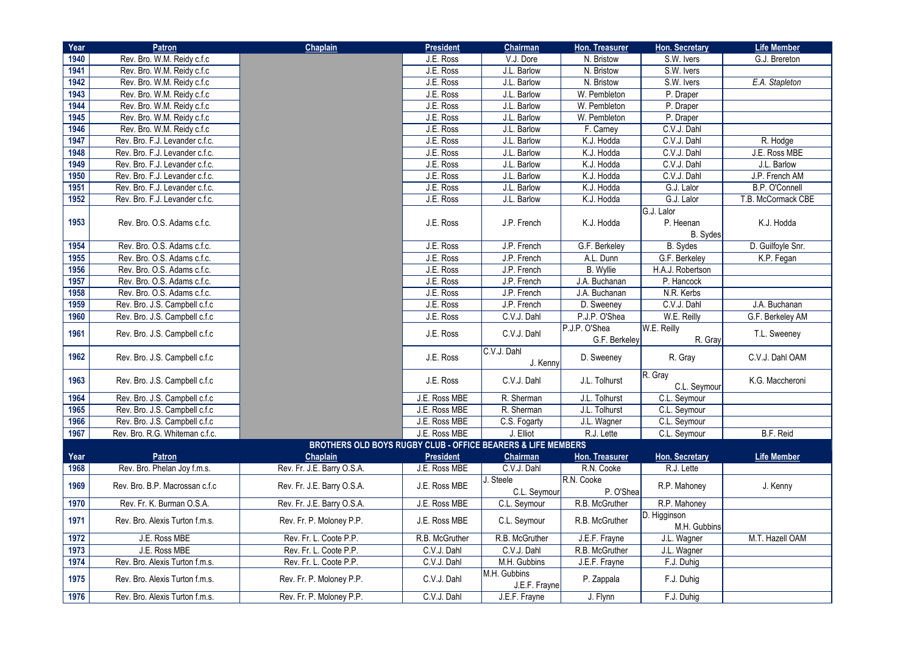| Year | Patron | Chaplain | President | Chairman | Hon. Treasurer | Hon. Secretary | Life Member |
|---|---|---|---|---|---|---|---|
| 1940 | Rev. Bro. W.M. Reidy c.f.c | | J.E. Ross | V.J. Dore | N. Bristow | S.W. Ivers | G.J. Brereton |
| 1941 | Rev. Bro. W.M. Reidy c.f.c | | J.E. Ross | J.L. Barlow | N. Bristow | S.W. Ivers | |
| 1942 | Rev. Bro. W.M. Reidy c.f.c | | J.E. Ross | J.L. Barlow | N. Bristow | S.W. Ivers | *E.A. Stapleton* |
| 1943 | Rev. Bro. W.M. Reidy c.f.c | | J.E. Ross | J.L. Barlow | W. Pembleton | P. Draper | |
| 1944 | Rev. Bro. W.M. Reidy c.f.c | | J.E. Ross | J.L. Barlow | W. Pembleton | P. Draper | |
| 1945 | Rev. Bro. W.M. Reidy c.f.c | | J.E. Ross | J.L. Barlow | W. Pembleton | P. Draper | |
| 1946 | Rev. Bro. W.M. Reidy c.f.c | | J.E. Ross | J.L. Barlow | F. Carney | C.V.J. Dahl | |
| 1947 | Rev. Bro. F.J. Levander c.f.c. | | J.E. Ross | J.L. Barlow | K.J. Hodda | C.V.J. Dahl | R. Hodge |
| 1948 | Rev. Bro. F.J. Levander c.f.c. | | J.E. Ross | J.L. Barlow | K.J. Hodda | C.V.J. Dahl | J.E. Ross MBE |
| 1949 | Rev. Bro. F.J. Levander c.f.c. | | J.E. Ross | J.L. Barlow | K.J. Hodda | C.V.J. Dahl | J.L. Barlow |
| 1950 | Rev. Bro. F.J. Levander c.f.c. | | J.E. Ross | J.L. Barlow | K.J. Hodda | C.V.J. Dahl | J.P. French AM |
| 1951 | Rev. Bro. F.J. Levander c.f.c. | | J.E. Ross | J.L. Barlow | K.J. Hodda | G.J. Lalor | B.P. O'Connell |
| 1952 | Rev. Bro. F.J. Levander c.f.c. | | J.E. Ross | J.L. Barlow | K.J. Hodda | G.J. Lalor | T.B. McCormack CBE |
| 1953 | Rev. Bro. O.S. Adams c.f.c. | | J.E. Ross | J.P. French | K.J. Hodda | G.J. Lalor / P. Heenan / B. Sydes | K.J. Hodda |
| 1954 | Rev. Bro. O.S. Adams c.f.c. | | J.E. Ross | J.P. French | G.F. Berkeley | B. Sydes | D. Guilfoyle Snr. |
| 1955 | Rev. Bro. O.S. Adams c.f.c. | | J.E. Ross | J.P. French | A.L. Dunn | G.F. Berkeley | K.P. Fegan |
| 1956 | Rev. Bro. O.S. Adams c.f.c. | | J.E. Ross | J.P. French | B. Wyllie | H.A.J. Robertson | |
| 1957 | Rev. Bro. O.S. Adams c.f.c. | | J.E. Ross | J.P. French | J.A. Buchanan | P. Hancock | |
| 1958 | Rev. Bro. O.S. Adams c.f.c. | | J.E. Ross | J.P. French | J.A. Buchanan | N.R. Kerbs | |
| 1959 | Rev. Bro. J.S. Campbell c.f.c | | J.E. Ross | J.P. French | D. Sweeney | C.V.J. Dahl | J.A. Buchanan |
| 1960 | Rev. Bro. J.S. Campbell c.f.c | | J.E. Ross | C.V.J. Dahl | P.J.P. O'Shea | W.E. Reilly | G.F. Berkeley AM |
| 1961 | Rev. Bro. J.S. Campbell c.f.c | | J.E. Ross | C.V.J. Dahl | P.J.P. O'Shea / G.F. Berkeley | W.E. Reilly / R. Gray | T.L. Sweeney |
| 1962 | Rev. Bro. J.S. Campbell c.f.c | | J.E. Ross | C.V.J. Dahl / J. Kenny | D. Sweeney | R. Gray | C.V.J. Dahl OAM |
| 1963 | Rev. Bro. J.S. Campbell c.f.c | | J.E. Ross | C.V.J. Dahl | J.L. Tolhurst | R. Gray / C.L. Seymour | K.G. Maccheroni |
| 1964 | Rev. Bro. J.S. Campbell c.f.c | | J.E. Ross MBE | R. Sherman | J.L. Tolhurst | C.L. Seymour | |
| 1965 | Rev. Bro. J.S. Campbell c.f.c | | J.E. Ross MBE | R. Sherman | J.L. Tolhurst | C.L. Seymour | |
| 1966 | Rev. Bro. J.S. Campbell c.f.c | | J.E. Ross MBE | C.S. Fogarty | J.L. Wagner | C.L. Seymour | |
| 1967 | Rev. Bro. R.G. Whiteman c.f.c. | | J.E. Ross MBE | J. Elliot | R.J. Lette | C.L. Seymour | B.F. Reid |

**BROTHERS OLD BOYS RUGBY CLUB - OFFICE BEARERS & LIFE MEMBERS**

| Year | Patron | Chaplain | President | Chairman | Hon. Treasurer | Hon. Secretary | Life Member |
|---|---|---|---|---|---|---|---|
| 1968 | Rev. Bro. Phelan Joy f.m.s. | Rev. Fr. J.E. Barry O.S.A. | J.E. Ross MBE | C.V.J. Dahl | R.N. Cooke | R.J. Lette | |
| 1969 | Rev. Bro. B.P. Macrossan c.f.c | Rev. Fr. J.E. Barry O.S.A. | J.E. Ross MBE | J. Steele / C.L. Seymour | R.N. Cooke / P. O'Shea | R.P. Mahoney | J. Kenny |
| 1970 | Rev. Fr. K. Burman O.S.A. | Rev. Fr. J.E. Barry O.S.A. | J.E. Ross MBE | C.L. Seymour | R.B. McGruther | R.P. Mahoney | |
| 1971 | Rev. Bro. Alexis Turton f.m.s. | Rev. Fr. P. Moloney P.P. | J.E. Ross MBE | C.L. Seymour | R.B. McGruther | D. Higginson / M.H. Gubbins | |
| 1972 | J.E. Ross MBE | Rev. Fr. L. Coote P.P. | R.B. McGruther | R.B. McGruther | J.E.F. Frayne | J.L. Wagner | M.T. Hazell OAM |
| 1973 | J.E. Ross MBE | Rev. Fr. L. Coote P.P. | C.V.J. Dahl | C.V.J. Dahl | R.B. McGruther | J.L. Wagner | |
| 1974 | Rev. Bro. Alexis Turton f.m.s. | Rev. Fr. L. Coote P.P. | C.V.J. Dahl | M.H. Gubbins | J.E.F. Frayne | F.J. Duhig | |
| 1975 | Rev. Bro. Alexis Turton f.m.s. | Rev. Fr. P. Moloney P.P. | C.V.J. Dahl | M.H. Gubbins / J.E.F. Frayne | P. Zappala | F.J. Duhig | |
| 1976 | Rev. Bro. Alexis Turton f.m.s. | Rev. Fr. P. Moloney P.P. | C.V.J. Dahl | J.E.F. Frayne | J. Flynn | F.J. Duhig | |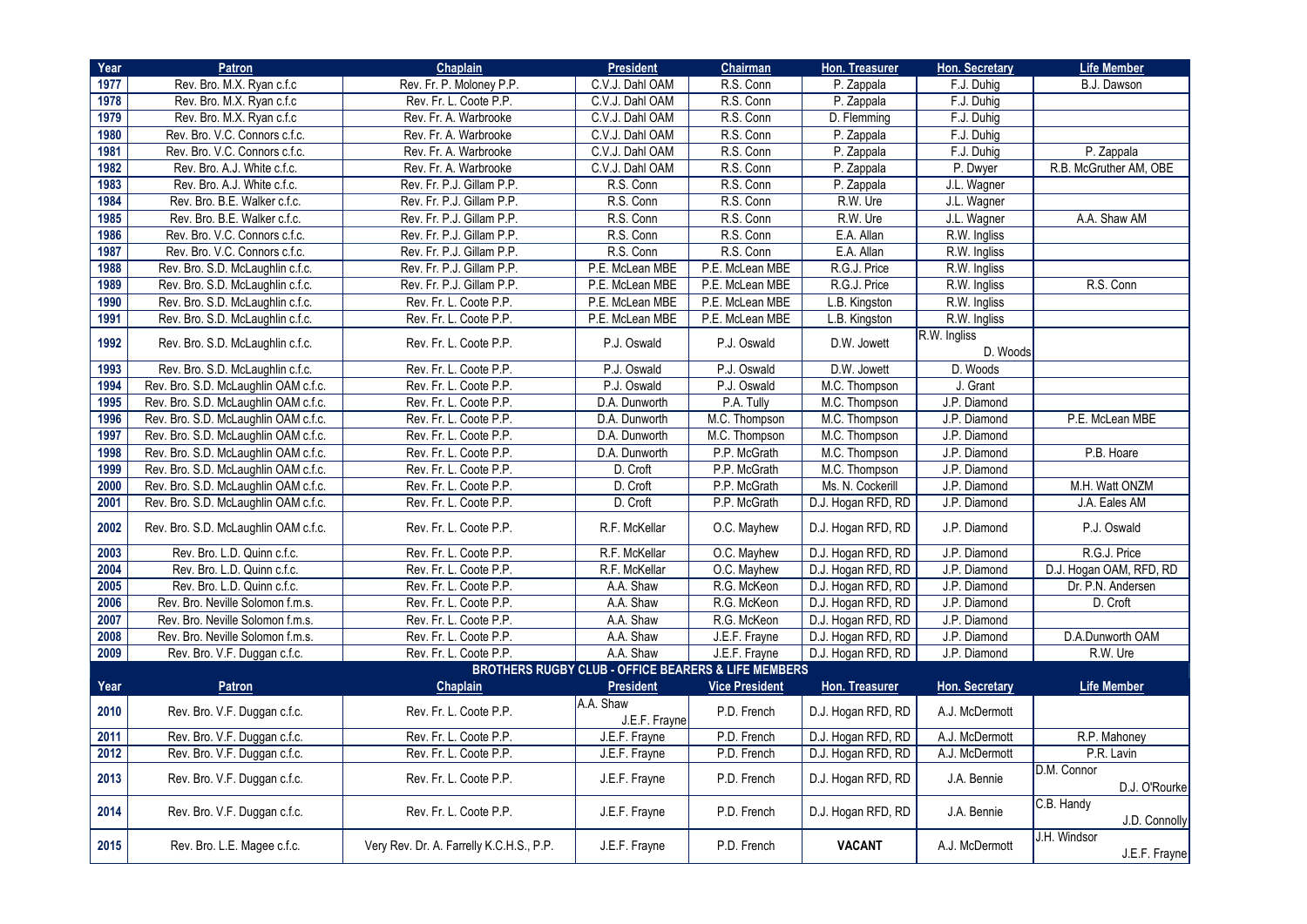| Year | Patron | Chaplain | President | Chairman | Hon. Treasurer | Hon. Secretary | Life Member |
|---|---|---|---|---|---|---|---|
| 1977 | Rev. Bro. M.X. Ryan c.f.c | Rev. Fr. P. Moloney P.P. | C.V.J. Dahl OAM | R.S. Conn | P. Zappala | F.J. Duhig | B.J. Dawson |
| 1978 | Rev. Bro. M.X. Ryan c.f.c | Rev. Fr. L. Coote P.P. | C.V.J. Dahl OAM | R.S. Conn | P. Zappala | F.J. Duhig | |
| 1979 | Rev. Bro. M.X. Ryan c.f.c | Rev. Fr. A. Warbrooke | C.V.J. Dahl OAM | R.S. Conn | D. Flemming | F.J. Duhig | |
| 1980 | Rev. Bro. V.C. Connors c.f.c. | Rev. Fr. A. Warbrooke | C.V.J. Dahl OAM | R.S. Conn | P. Zappala | F.J. Duhig | |
| 1981 | Rev. Bro. V.C. Connors c.f.c. | Rev. Fr. A. Warbrooke | C.V.J. Dahl OAM | R.S. Conn | P. Zappala | F.J. Duhig | P. Zappala |
| 1982 | Rev. Bro. A.J. White c.f.c. | Rev. Fr. A. Warbrooke | C.V.J. Dahl OAM | R.S. Conn | P. Zappala | P. Dwyer | R.B. McGruther AM, OBE |
| 1983 | Rev. Bro. A.J. White c.f.c. | Rev. Fr. P.J. Gillam P.P. | R.S. Conn | R.S. Conn | P. Zappala | J.L. Wagner | |
| 1984 | Rev. Bro. B.E. Walker c.f.c. | Rev. Fr. P.J. Gillam P.P. | R.S. Conn | R.S. Conn | R.W. Ure | J.L. Wagner | |
| 1985 | Rev. Bro. B.E. Walker c.f.c. | Rev. Fr. P.J. Gillam P.P. | R.S. Conn | R.S. Conn | R.W. Ure | J.L. Wagner | A.A. Shaw AM |
| 1986 | Rev. Bro. V.C. Connors c.f.c. | Rev. Fr. P.J. Gillam P.P. | R.S. Conn | R.S. Conn | E.A. Allan | R.W. Ingliss | |
| 1987 | Rev. Bro. V.C. Connors c.f.c. | Rev. Fr. P.J. Gillam P.P. | R.S. Conn | R.S. Conn | E.A. Allan | R.W. Ingliss | |
| 1988 | Rev. Bro. S.D. McLaughlin c.f.c. | Rev. Fr. P.J. Gillam P.P. | P.E. McLean MBE | P.E. McLean MBE | R.G.J. Price | R.W. Ingliss | |
| 1989 | Rev. Bro. S.D. McLaughlin c.f.c. | Rev. Fr. P.J. Gillam P.P. | P.E. McLean MBE | P.E. McLean MBE | R.G.J. Price | R.W. Ingliss | R.S. Conn |
| 1990 | Rev. Bro. S.D. McLaughlin c.f.c. | Rev. Fr. L. Coote P.P. | P.E. McLean MBE | P.E. McLean MBE | L.B. Kingston | R.W. Ingliss | |
| 1991 | Rev. Bro. S.D. McLaughlin c.f.c. | Rev. Fr. L. Coote P.P. | P.E. McLean MBE | P.E. McLean MBE | L.B. Kingston | R.W. Ingliss | |
| 1992 | Rev. Bro. S.D. McLaughlin c.f.c. | Rev. Fr. L. Coote P.P. | P.J. Oswald | P.J. Oswald | D.W. Jowett | R.W. Ingliss<br>D. Woods | |
| 1993 | Rev. Bro. S.D. McLaughlin c.f.c. | Rev. Fr. L. Coote P.P. | P.J. Oswald | P.J. Oswald | D.W. Jowett | D. Woods | |
| 1994 | Rev. Bro. S.D. McLaughlin OAM c.f.c. | Rev. Fr. L. Coote P.P. | P.J. Oswald | P.J. Oswald | M.C. Thompson | J. Grant | |
| 1995 | Rev. Bro. S.D. McLaughlin OAM c.f.c. | Rev. Fr. L. Coote P.P. | D.A. Dunworth | P.A. Tully | M.C. Thompson | J.P. Diamond | |
| 1996 | Rev. Bro. S.D. McLaughlin OAM c.f.c. | Rev. Fr. L. Coote P.P. | D.A. Dunworth | M.C. Thompson | M.C. Thompson | J.P. Diamond | P.E. McLean MBE |
| 1997 | Rev. Bro. S.D. McLaughlin OAM c.f.c. | Rev. Fr. L. Coote P.P. | D.A. Dunworth | M.C. Thompson | M.C. Thompson | J.P. Diamond | |
| 1998 | Rev. Bro. S.D. McLaughlin OAM c.f.c. | Rev. Fr. L. Coote P.P. | D.A. Dunworth | P.P. McGrath | M.C. Thompson | J.P. Diamond | P.B. Hoare |
| 1999 | Rev. Bro. S.D. McLaughlin OAM c.f.c. | Rev. Fr. L. Coote P.P. | D. Croft | P.P. McGrath | M.C. Thompson | J.P. Diamond | |
| 2000 | Rev. Bro. S.D. McLaughlin OAM c.f.c. | Rev. Fr. L. Coote P.P. | D. Croft | P.P. McGrath | Ms. N. Cockerill | J.P. Diamond | M.H. Watt ONZM |
| 2001 | Rev. Bro. S.D. McLaughlin OAM c.f.c. | Rev. Fr. L. Coote P.P. | D. Croft | P.P. McGrath | D.J. Hogan RFD, RD | J.P. Diamond | J.A. Eales AM |
| 2002 | Rev. Bro. S.D. McLaughlin OAM c.f.c. | Rev. Fr. L. Coote P.P. | R.F. McKellar | O.C. Mayhew | D.J. Hogan RFD, RD | J.P. Diamond | P.J. Oswald |
| 2003 | Rev. Bro. L.D. Quinn c.f.c. | Rev. Fr. L. Coote P.P. | R.F. McKellar | O.C. Mayhew | D.J. Hogan RFD, RD | J.P. Diamond | R.G.J. Price |
| 2004 | Rev. Bro. L.D. Quinn c.f.c. | Rev. Fr. L. Coote P.P. | R.F. McKellar | O.C. Mayhew | D.J. Hogan RFD, RD | J.P. Diamond | D.J. Hogan OAM, RFD, RD |
| 2005 | Rev. Bro. L.D. Quinn c.f.c. | Rev. Fr. L. Coote P.P. | A.A. Shaw | R.G. McKeon | D.J. Hogan RFD, RD | J.P. Diamond | Dr. P.N. Andersen |
| 2006 | Rev. Bro. Neville Solomon f.m.s. | Rev. Fr. L. Coote P.P. | A.A. Shaw | R.G. McKeon | D.J. Hogan RFD, RD | J.P. Diamond | D. Croft |
| 2007 | Rev. Bro. Neville Solomon f.m.s. | Rev. Fr. L. Coote P.P. | A.A. Shaw | R.G. McKeon | D.J. Hogan RFD, RD | J.P. Diamond | |
| 2008 | Rev. Bro. Neville Solomon f.m.s. | Rev. Fr. L. Coote P.P. | A.A. Shaw | J.E.F. Frayne | D.J. Hogan RFD, RD | J.P. Diamond | D.A.Dunworth OAM |
| 2009 | Rev. Bro. V.F. Duggan c.f.c. | Rev. Fr. L. Coote P.P. | A.A. Shaw | J.E.F. Frayne | D.J. Hogan RFD, RD | J.P. Diamond | R.W. Ure |

**BROTHERS RUGBY CLUB - OFFICE BEARERS & LIFE MEMBERS**

| Year | Patron | Chaplain | President | Vice President | Hon. Treasurer | Hon. Secretary | Life Member |
|---|---|---|---|---|---|---|---|
| 2010 | Rev. Bro. V.F. Duggan c.f.c. | Rev. Fr. L. Coote P.P. | A.A. Shaw<br>J.E.F. Frayne | P.D. French | D.J. Hogan RFD, RD | A.J. McDermott | |
| 2011 | Rev. Bro. V.F. Duggan c.f.c. | Rev. Fr. L. Coote P.P. | J.E.F. Frayne | P.D. French | D.J. Hogan RFD, RD | A.J. McDermott | R.P. Mahoney |
| 2012 | Rev. Bro. V.F. Duggan c.f.c. | Rev. Fr. L. Coote P.P. | J.E.F. Frayne | P.D. French | D.J. Hogan RFD, RD | A.J. McDermott | P.R. Lavin |
| 2013 | Rev. Bro. V.F. Duggan c.f.c. | Rev. Fr. L. Coote P.P. | J.E.F. Frayne | P.D. French | D.J. Hogan RFD, RD | J.A. Bennie | D.M. Connor<br>D.J. O'Rourke |
| 2014 | Rev. Bro. V.F. Duggan c.f.c. | Rev. Fr. L. Coote P.P. | J.E.F. Frayne | P.D. French | D.J. Hogan RFD, RD | J.A. Bennie | C.B. Handy<br>J.D. Connolly |
| 2015 | Rev. Bro. L.E. Magee c.f.c. | Very Rev. Dr. A. Farrelly K.C.H.S., P.P. | J.E.F. Frayne | P.D. French | **VACANT** | A.J. McDermott | J.H. Windsor<br>J.E.F. Frayne |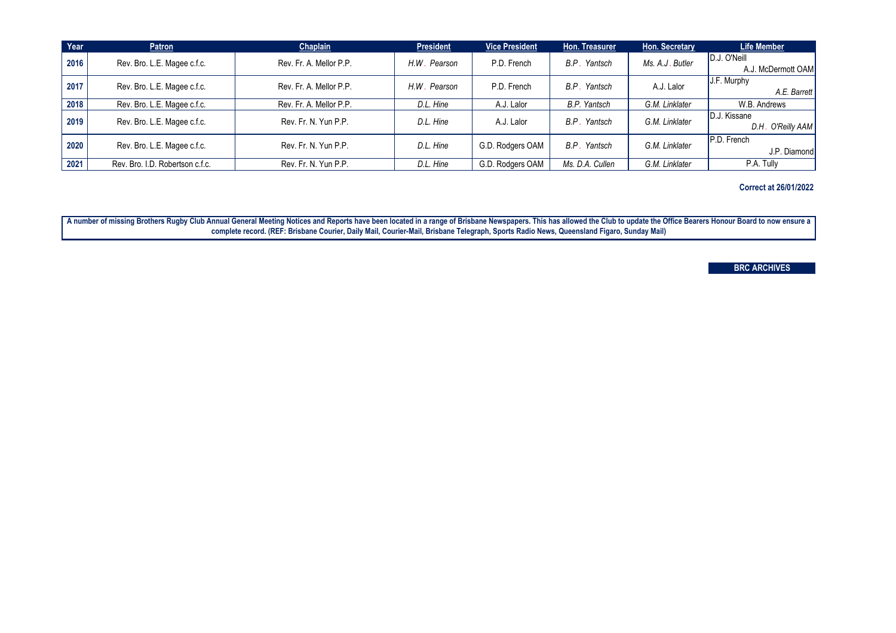| Year | Patron | Chaplain | President | Vice President | Hon. Treasurer | Hon. Secretary | Life Member |
|---|---|---|---|---|---|---|---|
| 2016 | Rev. Bro. L.E. Magee c.f.c. | Rev. Fr. A. Mellor P.P. | *H.W. Pearson* | P.D. French | *B.P. Yantsch* | *Ms. A.J. Butler* | D.J. O'Neill<br>A.J. McDermott OAM |
| 2017 | Rev. Bro. L.E. Magee c.f.c. | Rev. Fr. A. Mellor P.P. | *H.W. Pearson* | P.D. French | *B.P. Yantsch* | A.J. Lalor | J.F. Murphy<br>*A.E. Barrett* |
| 2018 | Rev. Bro. L.E. Magee c.f.c. | Rev. Fr. A. Mellor P.P. | *D.L. Hine* | A.J. Lalor | *B.P. Yantsch* | *G.M. Linklater* | W.B. Andrews |
| 2019 | Rev. Bro. L.E. Magee c.f.c. | Rev. Fr. N. Yun P.P. | *D.L. Hine* | A.J. Lalor | *B.P. Yantsch* | *G.M. Linklater* | D.J. Kissane<br>*D.H. O'Reilly AAM* |
| 2020 | Rev. Bro. L.E. Magee c.f.c. | Rev. Fr. N. Yun P.P. | *D.L. Hine* | G.D. Rodgers OAM | *B.P. Yantsch* | *G.M. Linklater* | P.D. French<br>J.P. Diamond |
| 2021 | Rev. Bro. I.D. Robertson c.f.c. | Rev. Fr. N. Yun P.P. | *D.L. Hine* | G.D. Rodgers OAM | *Ms. D.A. Cullen* | *G.M. Linklater* | P.A. Tully |

**Correct at 26/01/2022**

**A number of missing Brothers Rugby Club Annual General Meeting Notices and Reports have been located in a range of Brisbane Newspapers. This has allowed the Club to update the Office Bearers Honour Board to now ensure a complete record. (REF: Brisbane Courier, Daily Mail, Courier-Mail, Brisbane Telegraph, Sports Radio News, Queensland Figaro, Sunday Mail)**

**BRC ARCHIVES**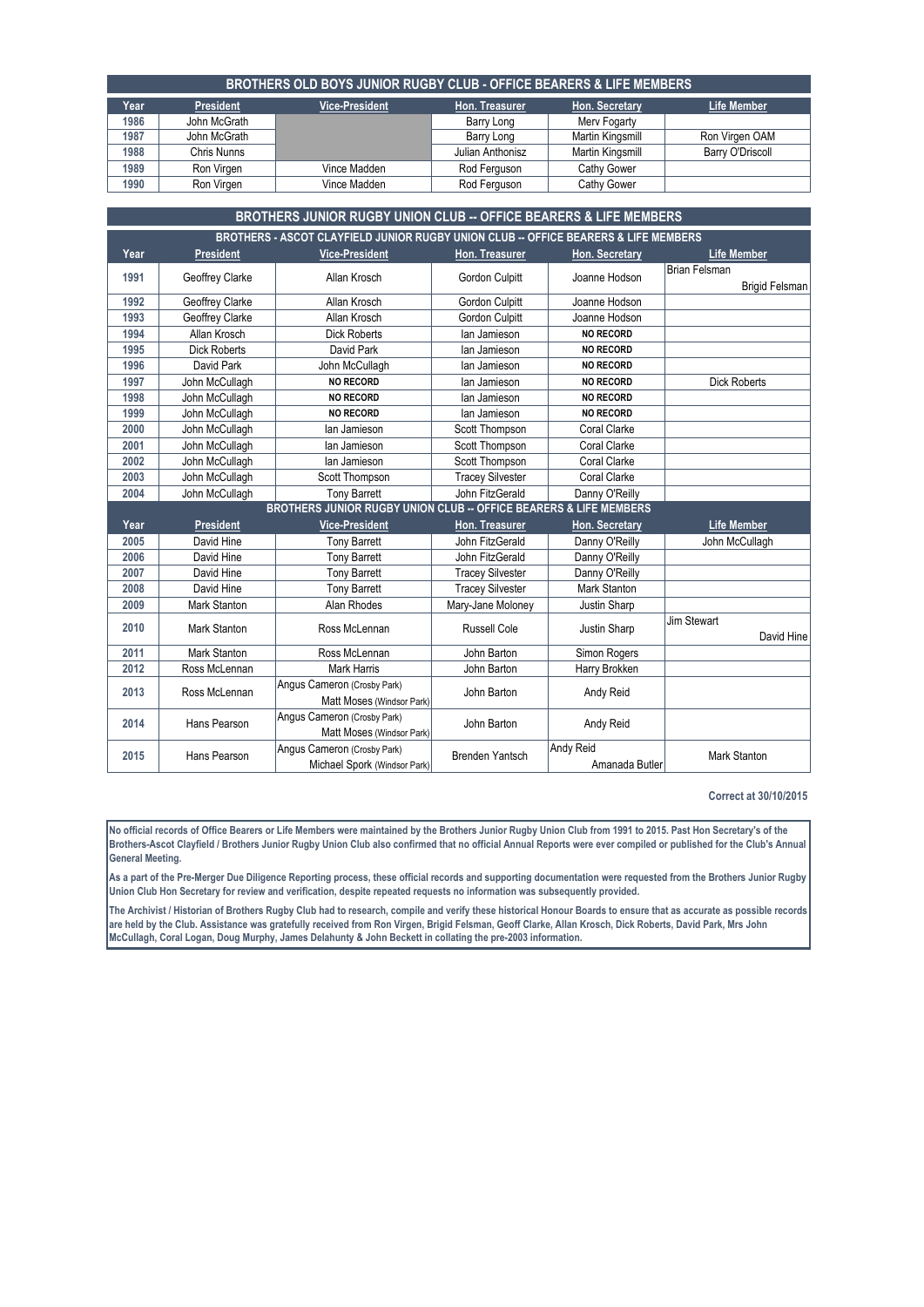| BROTHERS OLD BOYS JUNIOR RUGBY CLUB - OFFICE BEARERS & LIFE MEMBERS | | | | | |
|---|---|---|---|---|---|
| **Year** | **President** | **Vice-President** | **Hon. Treasurer** | **Hon. Secretary** | **Life Member** |
| 1986 | John McGrath | | Barry Long | Merv Fogarty | |
| 1987 | John McGrath | | Barry Long | Martin Kingsmill | Ron Virgen OAM |
| 1988 | Chris Nunns | | Julian Anthonisz | Martin Kingsmill | Barry O'Driscoll |
| 1989 | Ron Virgen | Vince Madden | Rod Ferguson | Cathy Gower | |
| 1990 | Ron Virgen | Vince Madden | Rod Ferguson | Cathy Gower | |

| BROTHERS JUNIOR RUGBY UNION CLUB -- OFFICE BEARERS & LIFE MEMBERS | | | | | |
|---|---|---|---|---|---|
| BROTHERS - ASCOT CLAYFIELD JUNIOR RUGBY UNION CLUB -- OFFICE BEARERS & LIFE MEMBERS | | | | | |
| **Year** | **President** | **Vice-President** | **Hon. Treasurer** | **Hon. Secretary** | **Life Member** |
| 1991 | Geoffrey Clarke | Allan Krosch | Gordon Culpitt | Joanne Hodson | Brian Felsman<br>Brigid Felsman |
| 1992 | Geoffrey Clarke | Allan Krosch | Gordon Culpitt | Joanne Hodson | |
| 1993 | Geoffrey Clarke | Allan Krosch | Gordon Culpitt | Joanne Hodson | |
| 1994 | Allan Krosch | Dick Roberts | Ian Jamieson | **NO RECORD** | |
| 1995 | Dick Roberts | David Park | Ian Jamieson | **NO RECORD** | |
| 1996 | David Park | John McCullagh | Ian Jamieson | **NO RECORD** | |
| 1997 | John McCullagh | **NO RECORD** | Ian Jamieson | **NO RECORD** | Dick Roberts |
| 1998 | John McCullagh | **NO RECORD** | Ian Jamieson | **NO RECORD** | |
| 1999 | John McCullagh | **NO RECORD** | Ian Jamieson | **NO RECORD** | |
| 2000 | John McCullagh | Ian Jamieson | Scott Thompson | Coral Clarke | |
| 2001 | John McCullagh | Ian Jamieson | Scott Thompson | Coral Clarke | |
| 2002 | John McCullagh | Ian Jamieson | Scott Thompson | Coral Clarke | |
| 2003 | John McCullagh | Scott Thompson | Tracey Silvester | Coral Clarke | |
| 2004 | John McCullagh | Tony Barrett | John FitzGerald | Danny O'Reilly | |
| BROTHERS JUNIOR RUGBY UNION CLUB -- OFFICE BEARERS & LIFE MEMBERS | | | | | |
| **Year** | **President** | **Vice-President** | **Hon. Treasurer** | **Hon. Secretary** | **Life Member** |
| 2005 | David Hine | Tony Barrett | John FitzGerald | Danny O'Reilly | John McCullagh |
| 2006 | David Hine | Tony Barrett | John FitzGerald | Danny O'Reilly | |
| 2007 | David Hine | Tony Barrett | Tracey Silvester | Danny O'Reilly | |
| 2008 | David Hine | Tony Barrett | Tracey Silvester | Mark Stanton | |
| 2009 | Mark Stanton | Alan Rhodes | Mary-Jane Moloney | Justin Sharp | |
| 2010 | Mark Stanton | Ross McLennan | Russell Cole | Justin Sharp | Jim Stewart<br>David Hine |
| 2011 | Mark Stanton | Ross McLennan | John Barton | Simon Rogers | |
| 2012 | Ross McLennan | Mark Harris | John Barton | Harry Brokken | |
| 2013 | Ross McLennan | Angus Cameron (Crosby Park)<br>Matt Moses (Windsor Park) | John Barton | Andy Reid | |
| 2014 | Hans Pearson | Angus Cameron (Crosby Park)<br>Matt Moses (Windsor Park) | John Barton | Andy Reid | |
| 2015 | Hans Pearson | Angus Cameron (Crosby Park)<br>Michael Spork (Windsor Park) | Brenden Yantsch | Andy Reid<br>Amanada Butler | Mark Stanton |

**Correct at 30/10/2015**

**No official records of Office Bearers or Life Members were maintained by the Brothers Junior Rugby Union Club from 1991 to 2015. Past Hon Secretary's of the Brothers-Ascot Clayfield / Brothers Junior Rugby Union Club also confirmed that no official Annual Reports were ever compiled or published for the Club's Annual General Meeting.**

**As a part of the Pre-Merger Due Diligence Reporting process, these official records and supporting documentation were requested from the Brothers Junior Rugby Union Club Hon Secretary for review and verification, despite repeated requests no information was subsequently provided.**

**The Archivist / Historian of Brothers Rugby Club had to research, compile and verify these historical Honour Boards to ensure that as accurate as possible records are held by the Club. Assistance was gratefully received from Ron Virgen, Brigid Felsman, Geoff Clarke, Allan Krosch, Dick Roberts, David Park, Mrs John McCullagh, Coral Logan, Doug Murphy, James Delahunty & John Beckett in collating the pre-2003 information.**